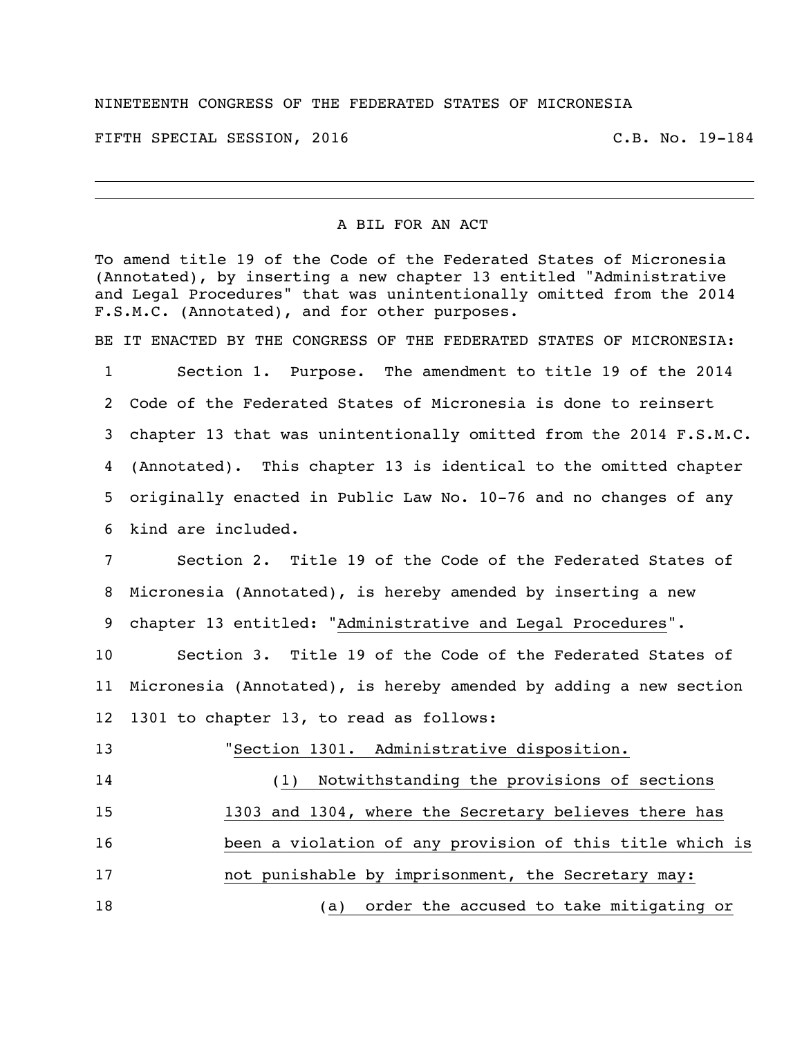NINETEENTH CONGRESS OF THE FEDERATED STATES OF MICRONESIA

FIFTH SPECIAL SESSION, 2016 C.B. No. 19-184

A BIL FOR AN ACT

To amend title 19 of the Code of the Federated States of Micronesia (Annotated), by inserting a new chapter 13 entitled "Administrative and Legal Procedures" that was unintentionally omitted from the 2014 F.S.M.C. (Annotated), and for other purposes.

BE IT ENACTED BY THE CONGRESS OF THE FEDERATED STATES OF MICRONESIA:

1 Section 1. Purpose. The amendment to title 19 of the 2014
2 Code of the Federated States of Micronesia is done to reinsert
3 chapter 13 that was unintentionally omitted from the 2014 F.S.M.C.
4 (Annotated). This chapter 13 is identical to the omitted chapter
5 originally enacted in Public Law No. 10-76 and no changes of any
6 kind are included.

7 Section 2. Title 19 of the Code of the Federated States of
8 Micronesia (Annotated), is hereby amended by inserting a new
9 chapter 13 entitled: "Administrative and Legal Procedures".

10 Section 3. Title 19 of the Code of the Federated States of
11 Micronesia (Annotated), is hereby amended by adding a new section
12 1301 to chapter 13, to read as follows:

13 "Section 1301. Administrative disposition.

14 (1) Notwithstanding the provisions of sections
15 1303 and 1304, where the Secretary believes there has
16 been a violation of any provision of this title which is
17 not punishable by imprisonment, the Secretary may:

18 (a) order the accused to take mitigating or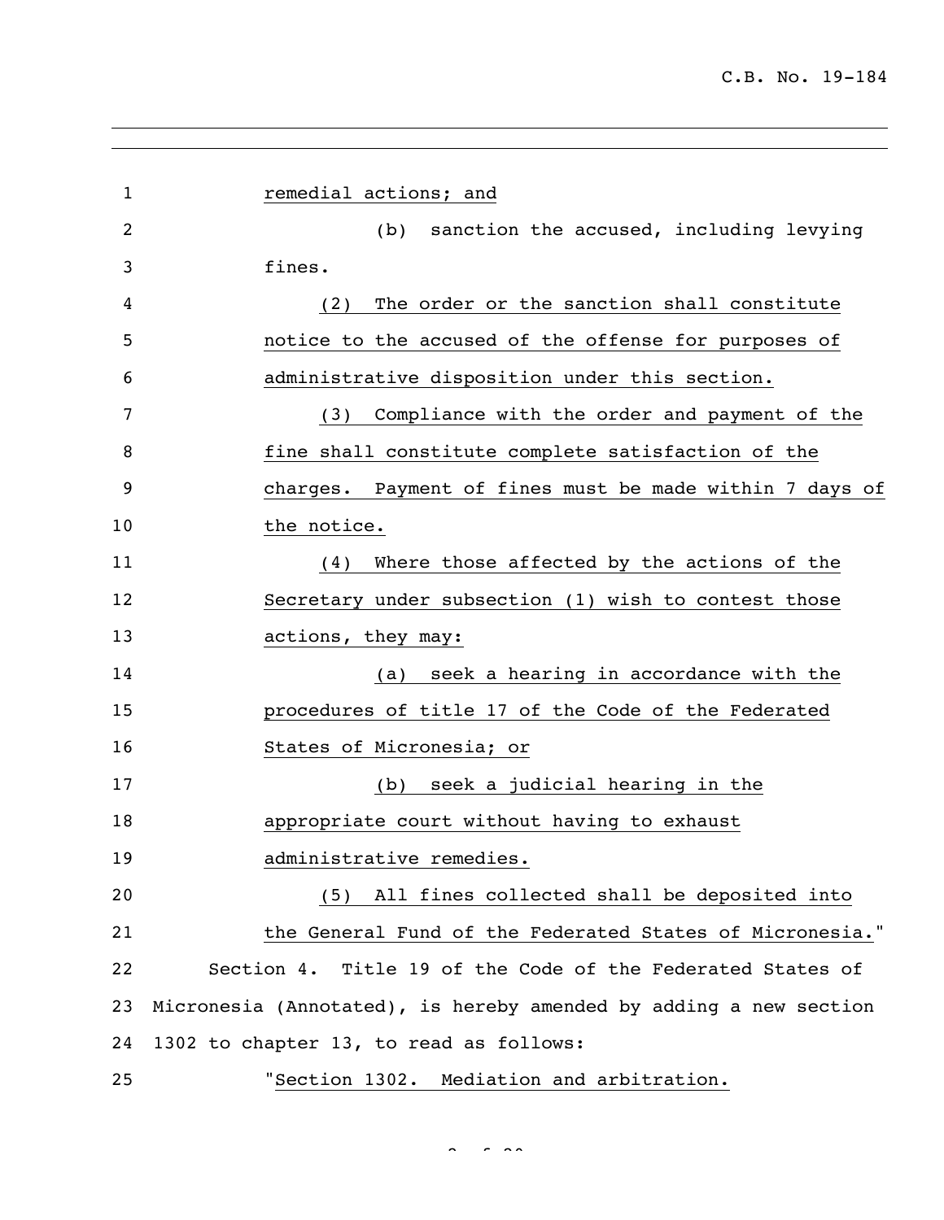remedial actions; and

(b) sanction the accused, including levying fines.

(2) The order or the sanction shall constitute notice to the accused of the offense for purposes of administrative disposition under this section.

(3) Compliance with the order and payment of the fine shall constitute complete satisfaction of the charges. Payment of fines must be made within 7 days of the notice.

(4) Where those affected by the actions of the Secretary under subsection (1) wish to contest those actions, they may:

(a) seek a hearing in accordance with the procedures of title 17 of the Code of the Federated States of Micronesia; or

(b) seek a judicial hearing in the appropriate court without having to exhaust administrative remedies.

(5) All fines collected shall be deposited into the General Fund of the Federated States of Micronesia."

Section 4. Title 19 of the Code of the Federated States of Micronesia (Annotated), is hereby amended by adding a new section 1302 to chapter 13, to read as follows:

"Section 1302. Mediation and arbitration.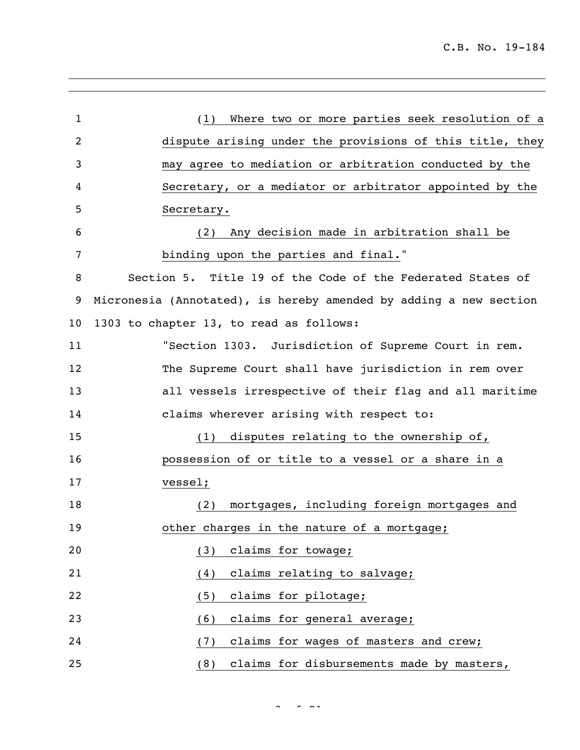(1) Where two or more parties seek resolution of a dispute arising under the provisions of this title, they may agree to mediation or arbitration conducted by the Secretary, or a mediator or arbitrator appointed by the Secretary.

(2) Any decision made in arbitration shall be binding upon the parties and final."

Section 5. Title 19 of the Code of the Federated States of Micronesia (Annotated), is hereby amended by adding a new section 1303 to chapter 13, to read as follows:

"Section 1303. Jurisdiction of Supreme Court in rem. The Supreme Court shall have jurisdiction in rem over all vessels irrespective of their flag and all maritime claims wherever arising with respect to:

(1) disputes relating to the ownership of, possession of or title to a vessel or a share in a vessel;

(2) mortgages, including foreign mortgages and other charges in the nature of a mortgage;

(3) claims for towage;

(4) claims relating to salvage;

(5) claims for pilotage;

(6) claims for general average;

(7) claims for wages of masters and crew;

(8) claims for disbursements made by masters,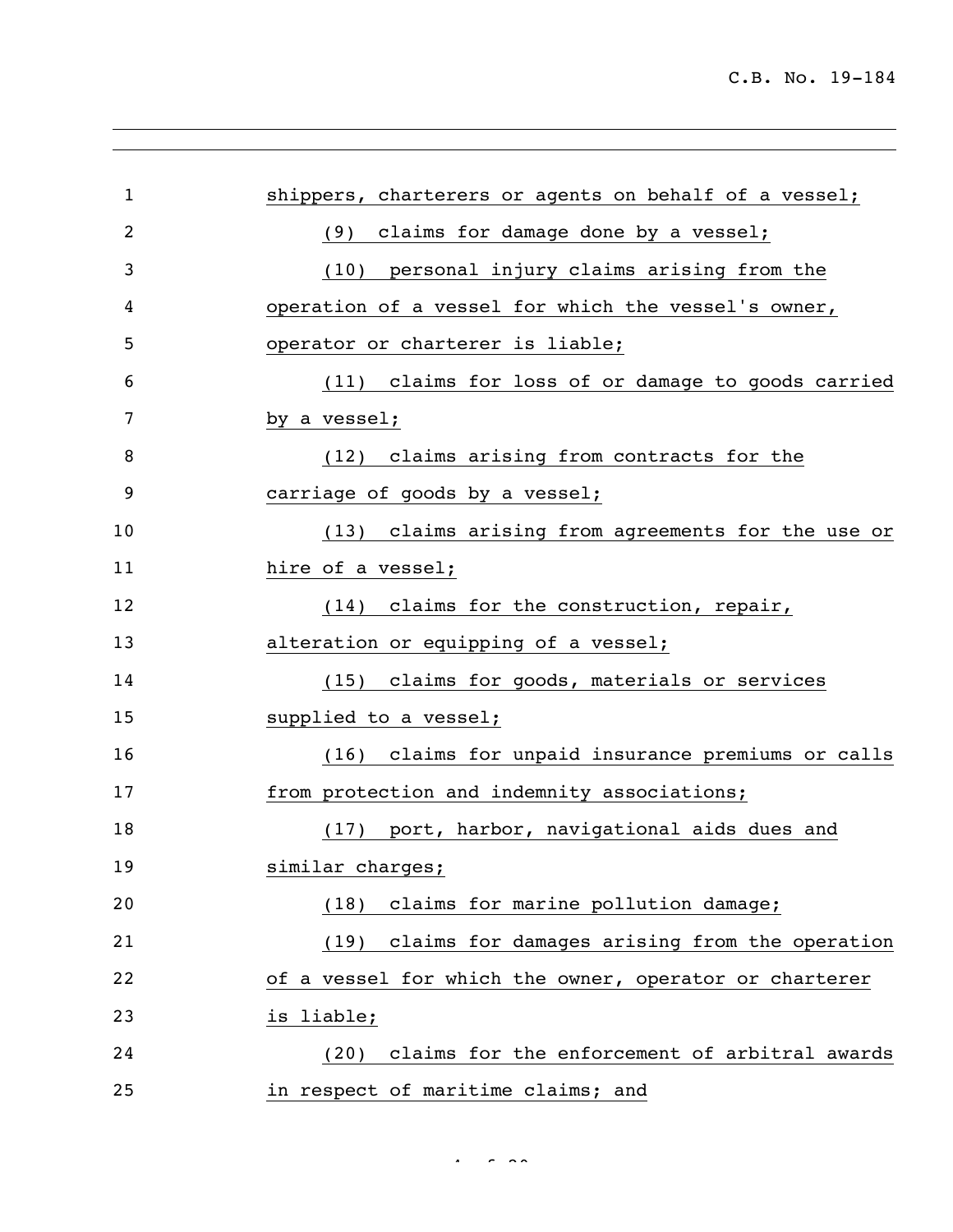shippers, charterers or agents on behalf of a vessel;

(9) claims for damage done by a vessel;

(10) personal injury claims arising from the operation of a vessel for which the vessel's owner, operator or charterer is liable;

(11) claims for loss of or damage to goods carried by a vessel;

(12) claims arising from contracts for the carriage of goods by a vessel;

(13) claims arising from agreements for the use or hire of a vessel;

(14) claims for the construction, repair, alteration or equipping of a vessel;

(15) claims for goods, materials or services supplied to a vessel;

(16) claims for unpaid insurance premiums or calls from protection and indemnity associations;

(17) port, harbor, navigational aids dues and similar charges;

(18) claims for marine pollution damage;

(19) claims for damages arising from the operation of a vessel for which the owner, operator or charterer is liable;

(20) claims for the enforcement of arbitral awards in respect of maritime claims; and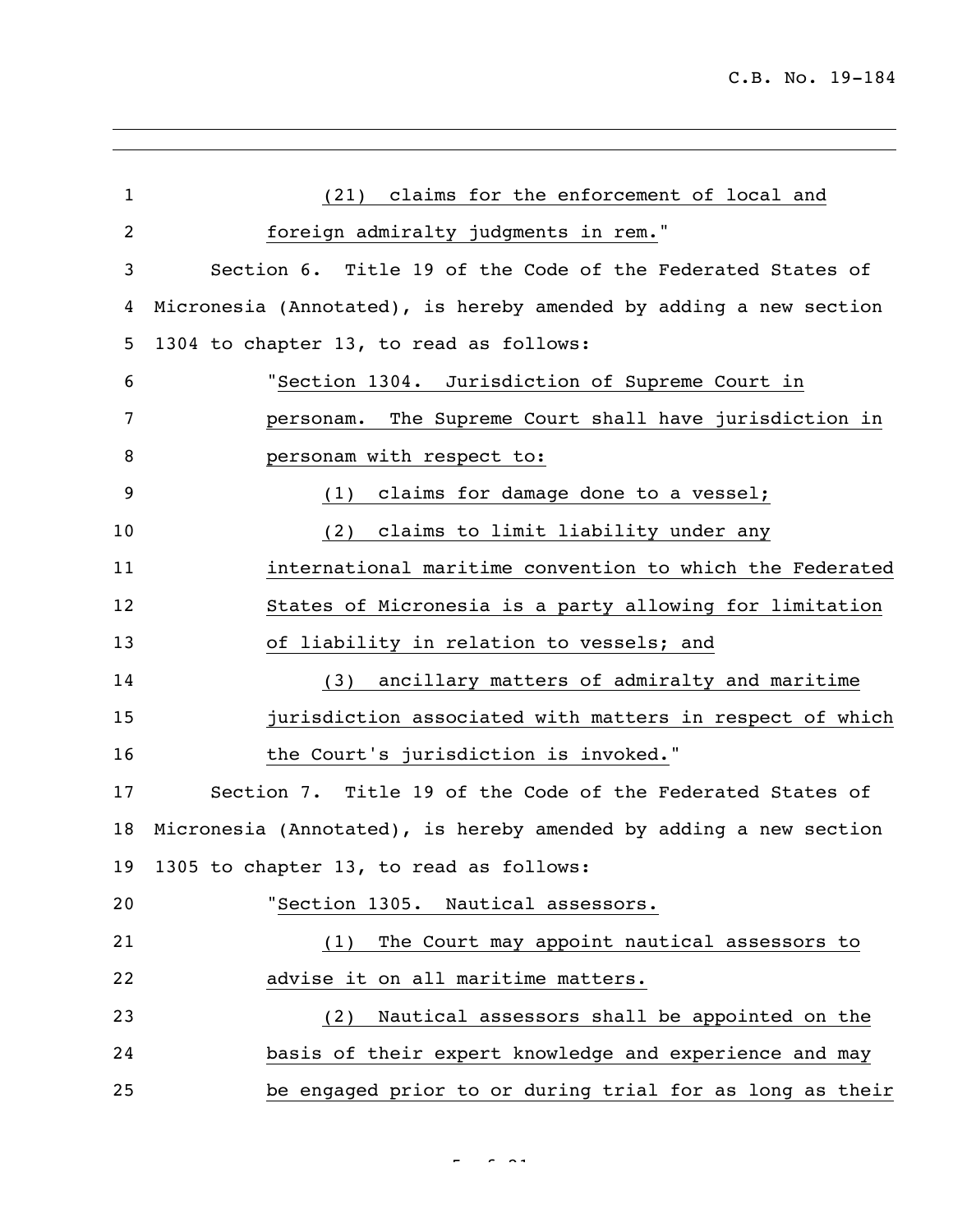(21) claims for the enforcement of local and foreign admiralty judgments in rem."

Section 6. Title 19 of the Code of the Federated States of Micronesia (Annotated), is hereby amended by adding a new section 1304 to chapter 13, to read as follows:

"Section 1304. Jurisdiction of Supreme Court in personam. The Supreme Court shall have jurisdiction in personam with respect to:

(1) claims for damage done to a vessel;

(2) claims to limit liability under any international maritime convention to which the Federated States of Micronesia is a party allowing for limitation of liability in relation to vessels; and

(3) ancillary matters of admiralty and maritime jurisdiction associated with matters in respect of which the Court's jurisdiction is invoked."

Section 7. Title 19 of the Code of the Federated States of Micronesia (Annotated), is hereby amended by adding a new section 1305 to chapter 13, to read as follows:

"Section 1305. Nautical assessors.

(1) The Court may appoint nautical assessors to advise it on all maritime matters.

(2) Nautical assessors shall be appointed on the basis of their expert knowledge and experience and may be engaged prior to or during trial for as long as their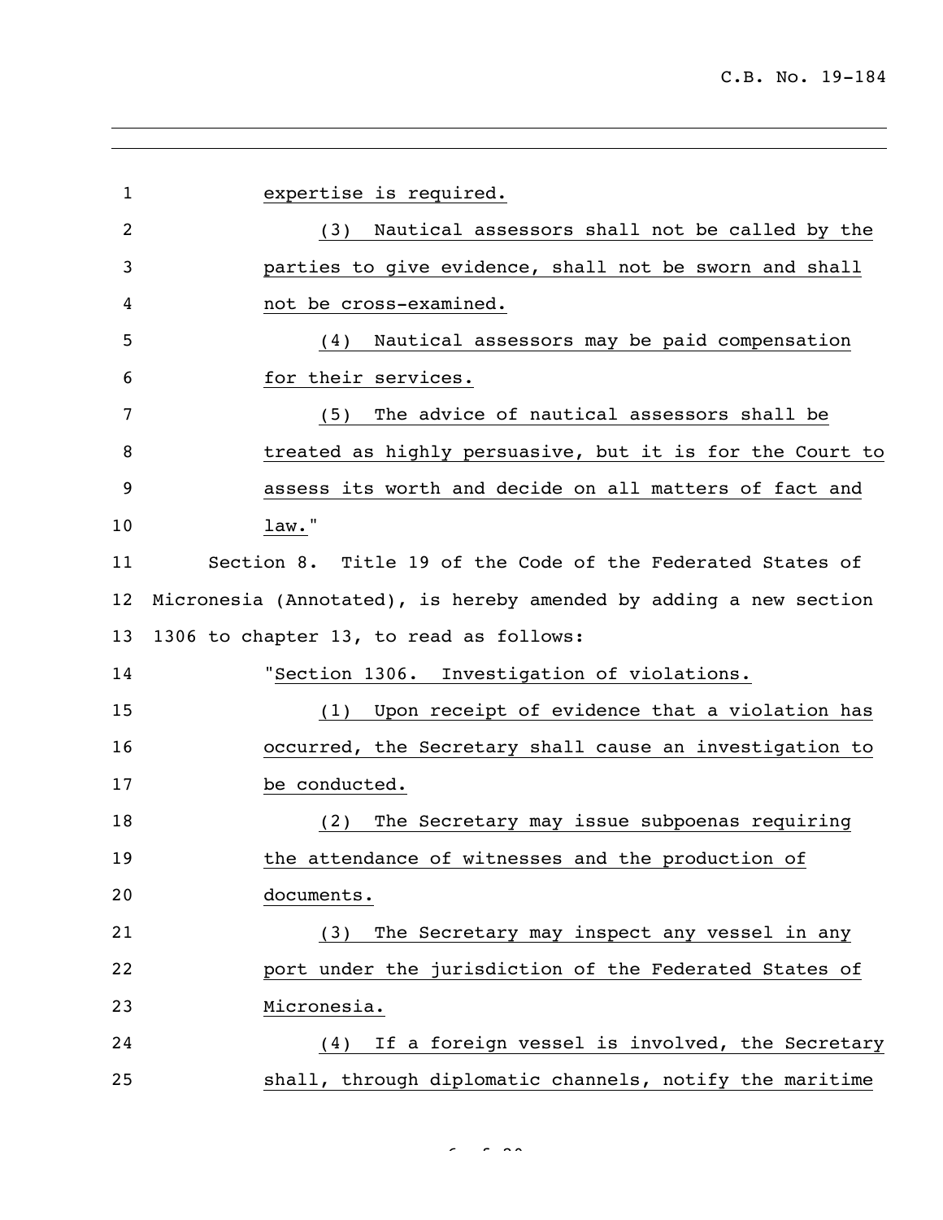expertise is required.

(3) Nautical assessors shall not be called by the parties to give evidence, shall not be sworn and shall not be cross-examined.

(4) Nautical assessors may be paid compensation for their services.

(5) The advice of nautical assessors shall be treated as highly persuasive, but it is for the Court to assess its worth and decide on all matters of fact and law."

Section 8. Title 19 of the Code of the Federated States of Micronesia (Annotated), is hereby amended by adding a new section 1306 to chapter 13, to read as follows:

"Section 1306. Investigation of violations.

(1) Upon receipt of evidence that a violation has occurred, the Secretary shall cause an investigation to be conducted.

(2) The Secretary may issue subpoenas requiring the attendance of witnesses and the production of documents.

(3) The Secretary may inspect any vessel in any port under the jurisdiction of the Federated States of Micronesia.

(4) If a foreign vessel is involved, the Secretary shall, through diplomatic channels, notify the maritime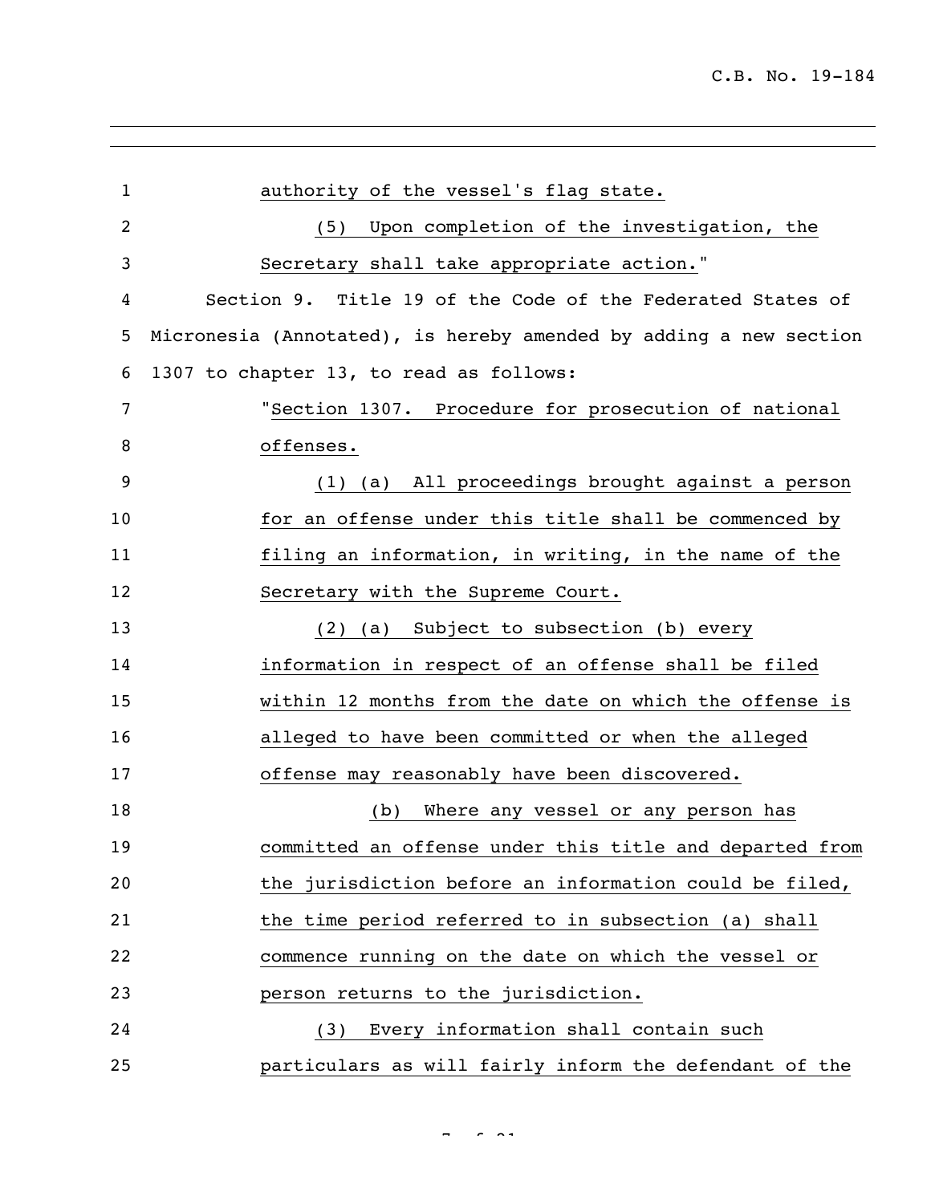authority of the vessel's flag state.

(5) Upon completion of the investigation, the Secretary shall take appropriate action."

Section 9. Title 19 of the Code of the Federated States of Micronesia (Annotated), is hereby amended by adding a new section 1307 to chapter 13, to read as follows:

"Section 1307. Procedure for prosecution of national offenses.

(1) (a) All proceedings brought against a person for an offense under this title shall be commenced by filing an information, in writing, in the name of the Secretary with the Supreme Court.

(2) (a) Subject to subsection (b) every information in respect of an offense shall be filed within 12 months from the date on which the offense is alleged to have been committed or when the alleged offense may reasonably have been discovered.

(b) Where any vessel or any person has committed an offense under this title and departed from the jurisdiction before an information could be filed, the time period referred to in subsection (a) shall commence running on the date on which the vessel or person returns to the jurisdiction.

(3) Every information shall contain such particulars as will fairly inform the defendant of the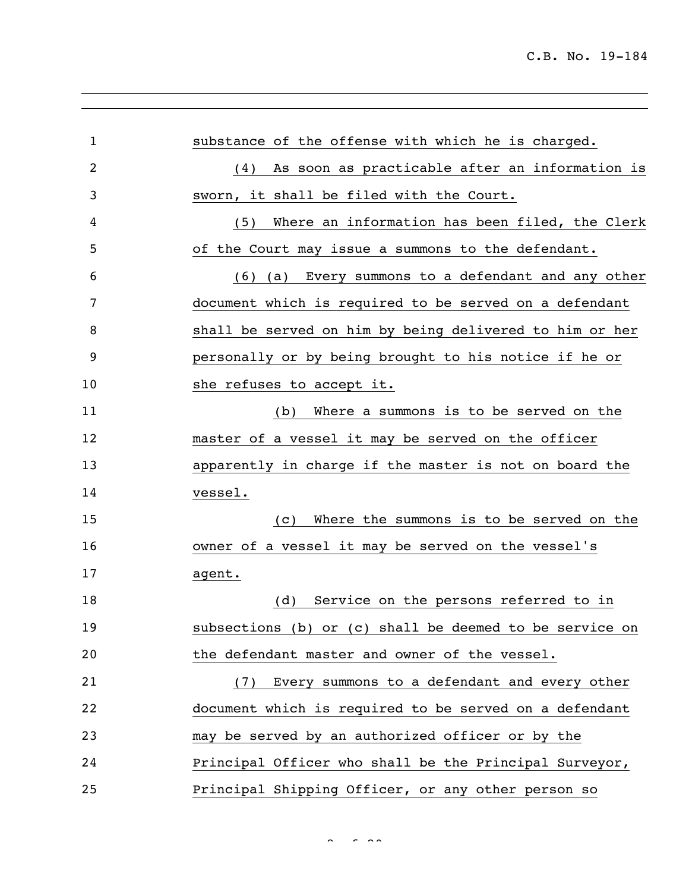substance of the offense with which he is charged.

(4) As soon as practicable after an information is sworn, it shall be filed with the Court.

(5) Where an information has been filed, the Clerk of the Court may issue a summons to the defendant.

(6) (a) Every summons to a defendant and any other document which is required to be served on a defendant shall be served on him by being delivered to him or her personally or by being brought to his notice if he or she refuses to accept it.

(b) Where a summons is to be served on the master of a vessel it may be served on the officer apparently in charge if the master is not on board the vessel.

(c) Where the summons is to be served on the owner of a vessel it may be served on the vessel's agent.

(d) Service on the persons referred to in subsections (b) or (c) shall be deemed to be service on the defendant master and owner of the vessel.

(7) Every summons to a defendant and every other document which is required to be served on a defendant may be served by an authorized officer or by the Principal Officer who shall be the Principal Surveyor, Principal Shipping Officer, or any other person so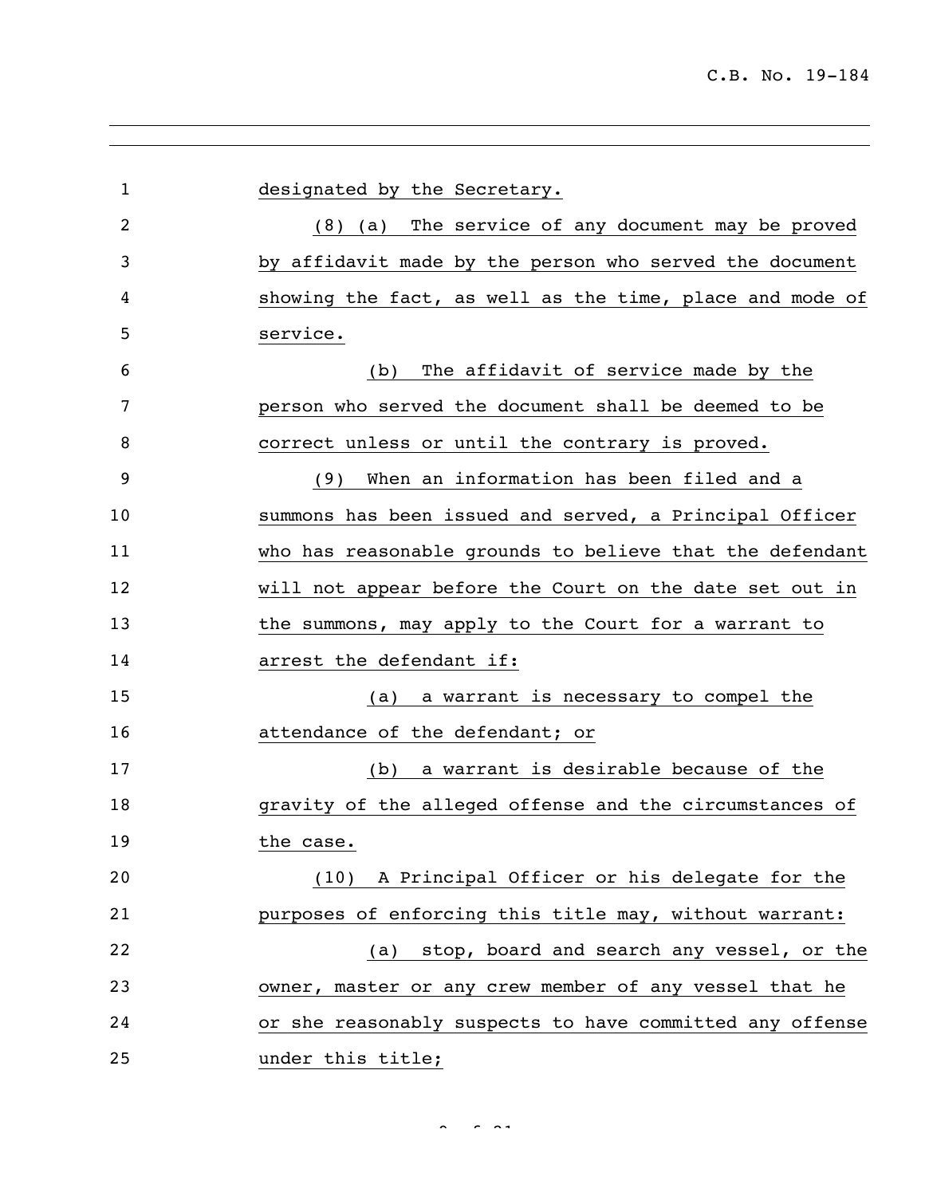designated by the Secretary.

(8) (a) The service of any document may be proved by affidavit made by the person who served the document showing the fact, as well as the time, place and mode of service.

(b) The affidavit of service made by the person who served the document shall be deemed to be correct unless or until the contrary is proved.

(9) When an information has been filed and a summons has been issued and served, a Principal Officer who has reasonable grounds to believe that the defendant will not appear before the Court on the date set out in the summons, may apply to the Court for a warrant to arrest the defendant if:

(a) a warrant is necessary to compel the attendance of the defendant; or

(b) a warrant is desirable because of the gravity of the alleged offense and the circumstances of the case.

(10) A Principal Officer or his delegate for the purposes of enforcing this title may, without warrant:

(a) stop, board and search any vessel, or the owner, master or any crew member of any vessel that he or she reasonably suspects to have committed any offense under this title;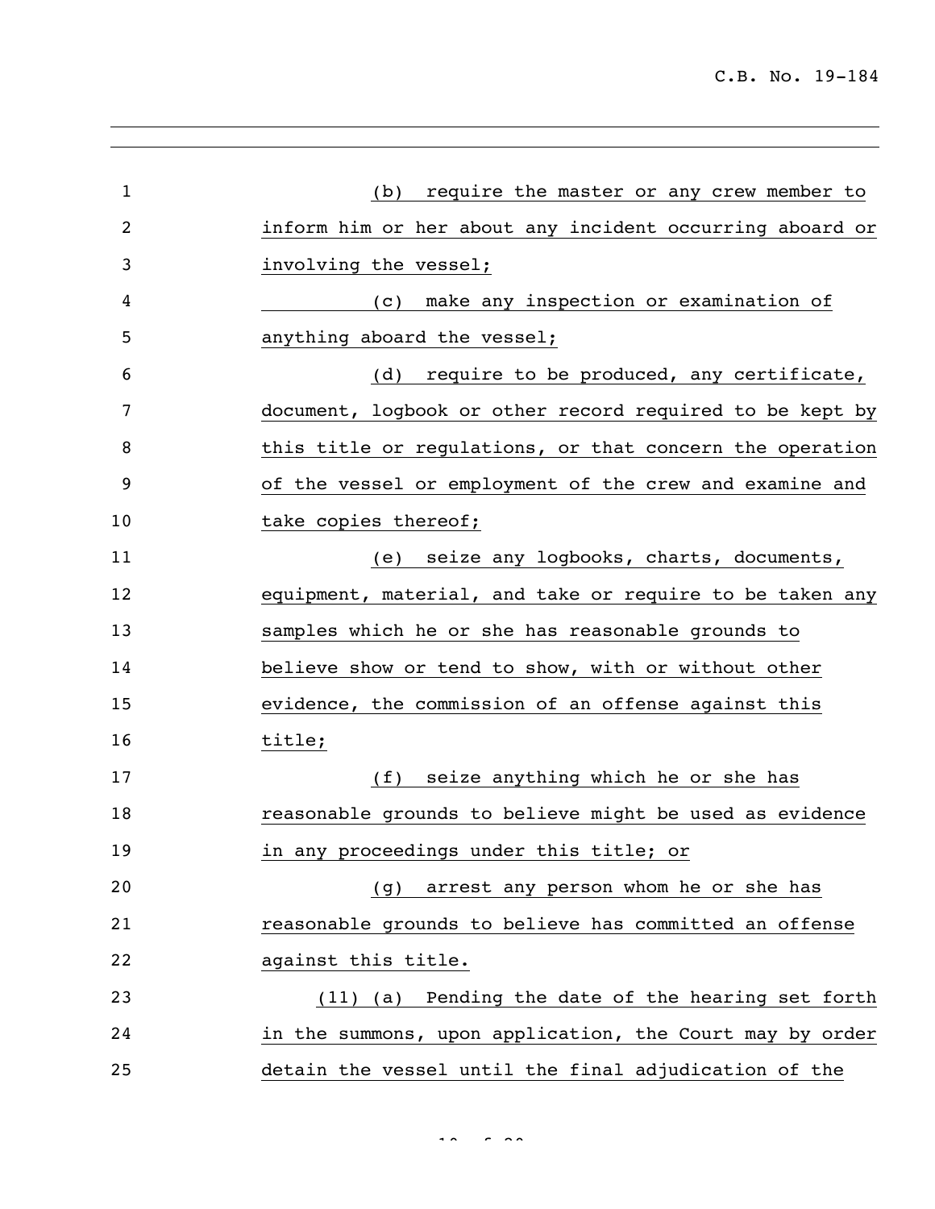(b) require the master or any crew member to inform him or her about any incident occurring aboard or involving the vessel;

(c) make any inspection or examination of anything aboard the vessel;

(d) require to be produced, any certificate, document, logbook or other record required to be kept by this title or regulations, or that concern the operation of the vessel or employment of the crew and examine and take copies thereof;

(e) seize any logbooks, charts, documents, equipment, material, and take or require to be taken any samples which he or she has reasonable grounds to believe show or tend to show, with or without other evidence, the commission of an offense against this title;

(f) seize anything which he or she has reasonable grounds to believe might be used as evidence in any proceedings under this title; or

(g) arrest any person whom he or she has reasonable grounds to believe has committed an offense against this title.

(11) (a) Pending the date of the hearing set forth in the summons, upon application, the Court may by order detain the vessel until the final adjudication of the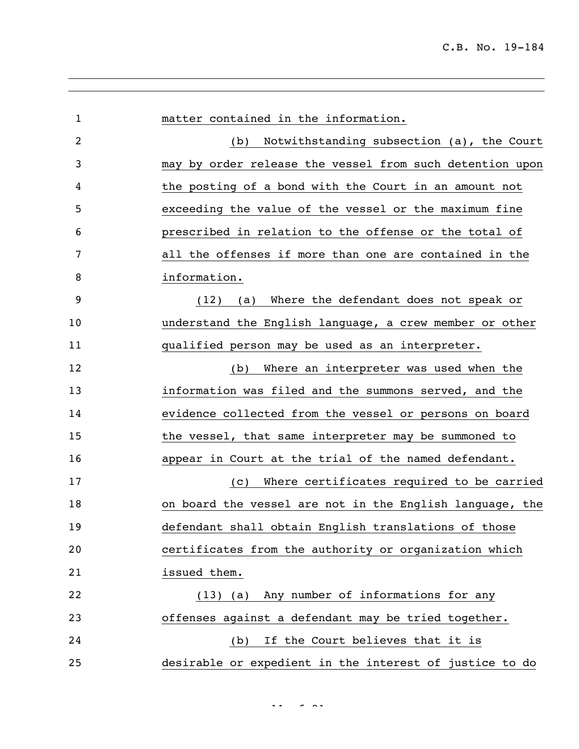matter contained in the information.

(b) Notwithstanding subsection (a), the Court may by order release the vessel from such detention upon the posting of a bond with the Court in an amount not exceeding the value of the vessel or the maximum fine prescribed in relation to the offense or the total of all the offenses if more than one are contained in the information.

(12) (a) Where the defendant does not speak or understand the English language, a crew member or other qualified person may be used as an interpreter.

(b) Where an interpreter was used when the information was filed and the summons served, and the evidence collected from the vessel or persons on board the vessel, that same interpreter may be summoned to appear in Court at the trial of the named defendant.

(c) Where certificates required to be carried on board the vessel are not in the English language, the defendant shall obtain English translations of those certificates from the authority or organization which issued them.

(13) (a) Any number of informations for any offenses against a defendant may be tried together.

(b) If the Court believes that it is desirable or expedient in the interest of justice to do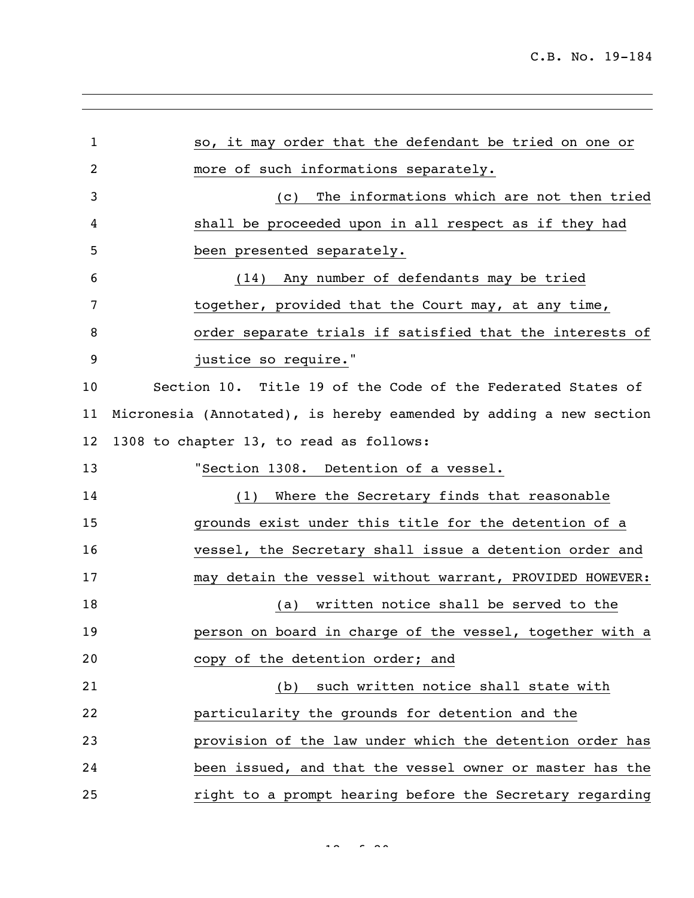so, it may order that the defendant be tried on one or more of such informations separately.

(c) The informations which are not then tried shall be proceeded upon in all respect as if they had been presented separately.

(14) Any number of defendants may be tried together, provided that the Court may, at any time, order separate trials if satisfied that the interests of justice so require."

Section 10. Title 19 of the Code of the Federated States of Micronesia (Annotated), is hereby eamended by adding a new section 1308 to chapter 13, to read as follows:

"Section 1308. Detention of a vessel.

(1) Where the Secretary finds that reasonable grounds exist under this title for the detention of a vessel, the Secretary shall issue a detention order and may detain the vessel without warrant, PROVIDED HOWEVER:

(a) written notice shall be served to the person on board in charge of the vessel, together with a copy of the detention order; and

(b) such written notice shall state with particularity the grounds for detention and the provision of the law under which the detention order has been issued, and that the vessel owner or master has the right to a prompt hearing before the Secretary regarding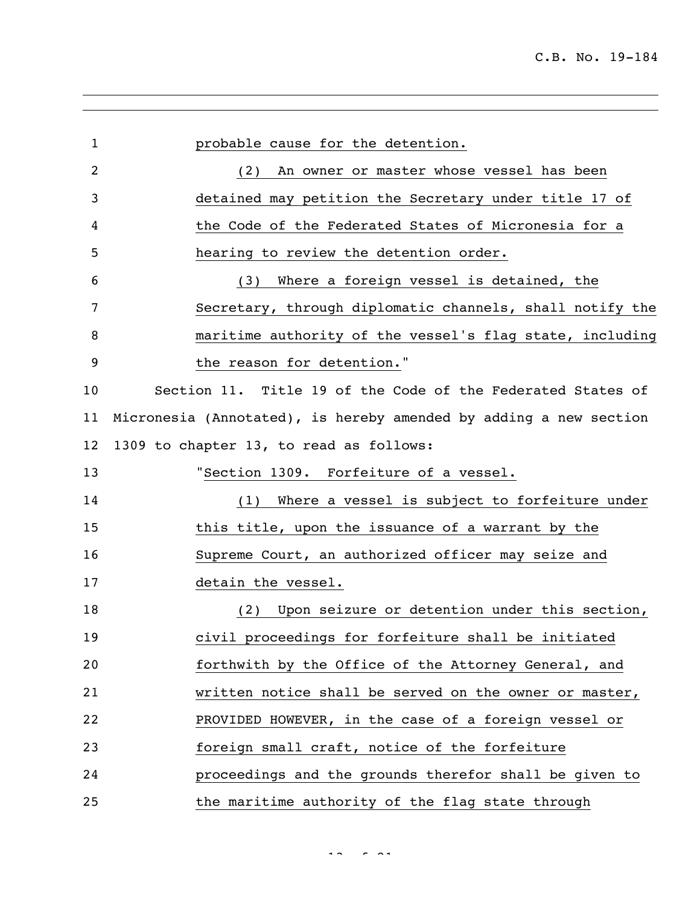probable cause for the detention.

(2) An owner or master whose vessel has been detained may petition the Secretary under title 17 of the Code of the Federated States of Micronesia for a hearing to review the detention order.

(3) Where a foreign vessel is detained, the Secretary, through diplomatic channels, shall notify the maritime authority of the vessel's flag state, including the reason for detention."

Section 11. Title 19 of the Code of the Federated States of Micronesia (Annotated), is hereby amended by adding a new section 1309 to chapter 13, to read as follows:

"Section 1309. Forfeiture of a vessel.

(1) Where a vessel is subject to forfeiture under this title, upon the issuance of a warrant by the Supreme Court, an authorized officer may seize and detain the vessel.

(2) Upon seizure or detention under this section, civil proceedings for forfeiture shall be initiated forthwith by the Office of the Attorney General, and written notice shall be served on the owner or master, PROVIDED HOWEVER, in the case of a foreign vessel or foreign small craft, notice of the forfeiture proceedings and the grounds therefor shall be given to the maritime authority of the flag state through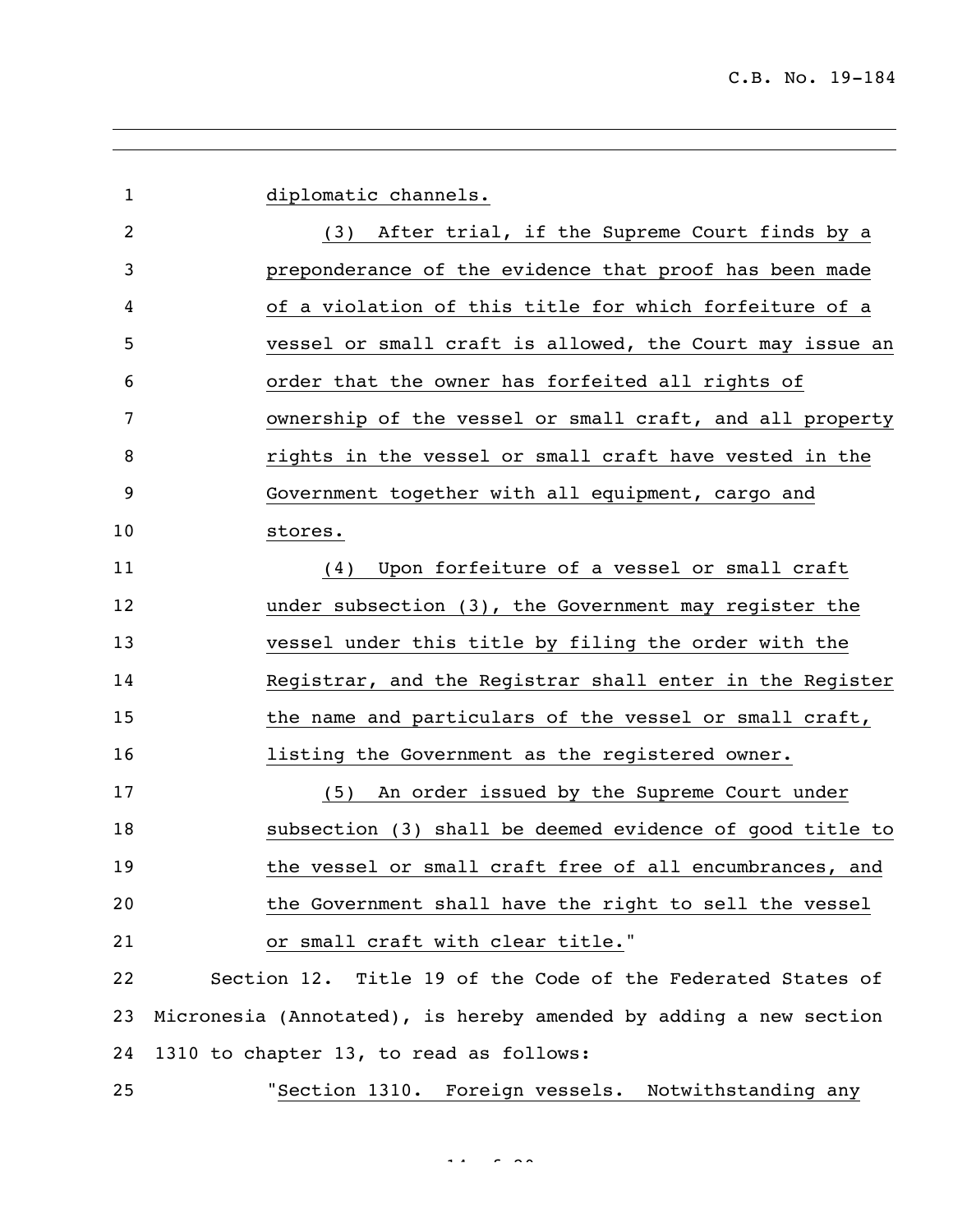diplomatic channels.

(3) After trial, if the Supreme Court finds by a preponderance of the evidence that proof has been made of a violation of this title for which forfeiture of a vessel or small craft is allowed, the Court may issue an order that the owner has forfeited all rights of ownership of the vessel or small craft, and all property rights in the vessel or small craft have vested in the Government together with all equipment, cargo and stores.

(4) Upon forfeiture of a vessel or small craft under subsection (3), the Government may register the vessel under this title by filing the order with the Registrar, and the Registrar shall enter in the Register the name and particulars of the vessel or small craft, listing the Government as the registered owner.

(5) An order issued by the Supreme Court under subsection (3) shall be deemed evidence of good title to the vessel or small craft free of all encumbrances, and the Government shall have the right to sell the vessel or small craft with clear title."

Section 12. Title 19 of the Code of the Federated States of Micronesia (Annotated), is hereby amended by adding a new section 1310 to chapter 13, to read as follows:

"Section 1310. Foreign vessels. Notwithstanding any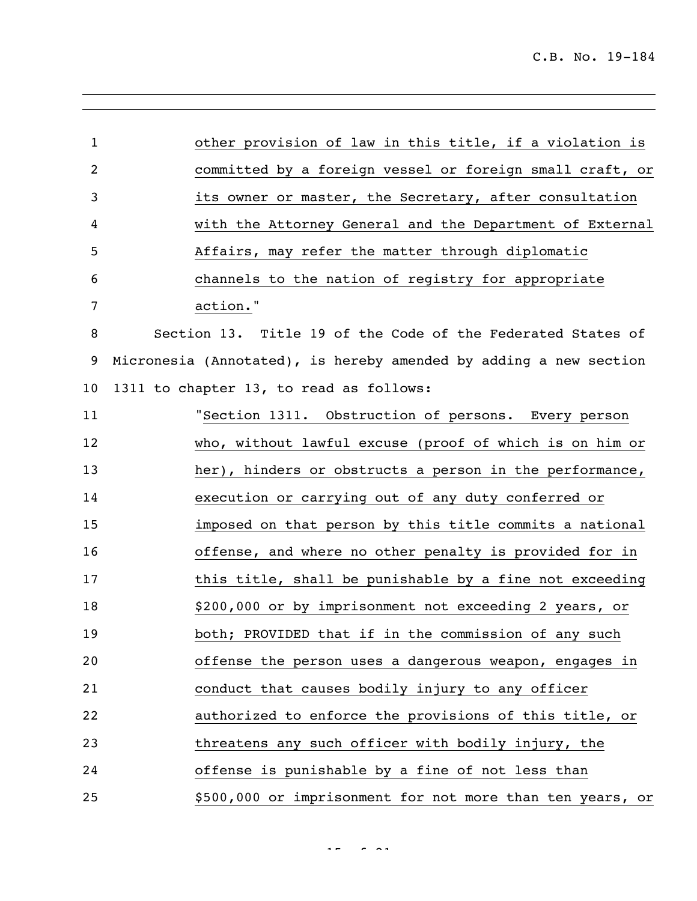other provision of law in this title, if a violation is committed by a foreign vessel or foreign small craft, or its owner or master, the Secretary, after consultation with the Attorney General and the Department of External Affairs, may refer the matter through diplomatic channels to the nation of registry for appropriate action."

Section 13. Title 19 of the Code of the Federated States of Micronesia (Annotated), is hereby amended by adding a new section 1311 to chapter 13, to read as follows:

"Section 1311. Obstruction of persons. Every person who, without lawful excuse (proof of which is on him or her), hinders or obstructs a person in the performance, execution or carrying out of any duty conferred or imposed on that person by this title commits a national offense, and where no other penalty is provided for in this title, shall be punishable by a fine not exceeding $200,000 or by imprisonment not exceeding 2 years, or both; PROVIDED that if in the commission of any such offense the person uses a dangerous weapon, engages in conduct that causes bodily injury to any officer authorized to enforce the provisions of this title, or threatens any such officer with bodily injury, the offense is punishable by a fine of not less than $500,000 or imprisonment for not more than ten years, or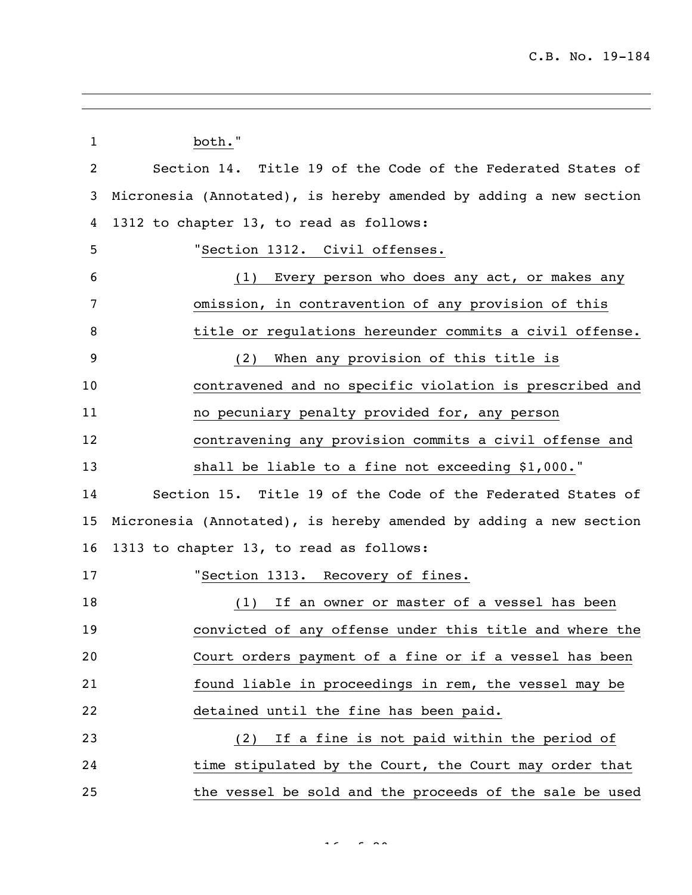both."

Section 14. Title 19 of the Code of the Federated States of Micronesia (Annotated), is hereby amended by adding a new section 1312 to chapter 13, to read as follows:

"Section 1312. Civil offenses.

(1) Every person who does any act, or makes any omission, in contravention of any provision of this title or regulations hereunder commits a civil offense.

(2) When any provision of this title is contravened and no specific violation is prescribed and no pecuniary penalty provided for, any person contravening any provision commits a civil offense and shall be liable to a fine not exceeding $1,000."

Section 15. Title 19 of the Code of the Federated States of Micronesia (Annotated), is hereby amended by adding a new section 1313 to chapter 13, to read as follows:

"Section 1313. Recovery of fines.

(1) If an owner or master of a vessel has been convicted of any offense under this title and where the Court orders payment of a fine or if a vessel has been found liable in proceedings in rem, the vessel may be detained until the fine has been paid.

(2) If a fine is not paid within the period of time stipulated by the Court, the Court may order that the vessel be sold and the proceeds of the sale be used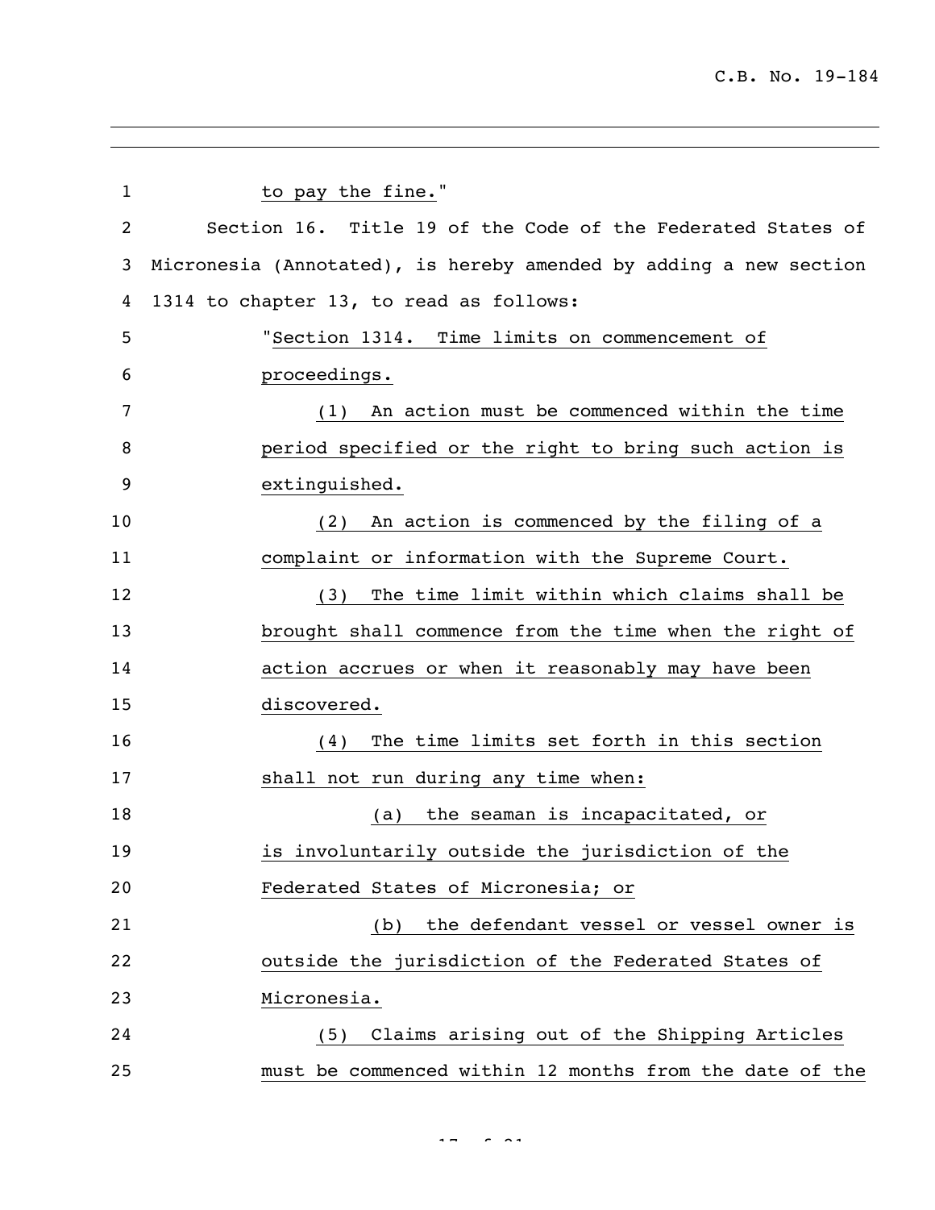to pay the fine."

Section 16. Title 19 of the Code of the Federated States of Micronesia (Annotated), is hereby amended by adding a new section 1314 to chapter 13, to read as follows:

"Section 1314. Time limits on commencement of proceedings.

(1) An action must be commenced within the time period specified or the right to bring such action is extinguished.

(2) An action is commenced by the filing of a complaint or information with the Supreme Court.

(3) The time limit within which claims shall be brought shall commence from the time when the right of action accrues or when it reasonably may have been discovered.

(4) The time limits set forth in this section shall not run during any time when:

(a) the seaman is incapacitated, or is involuntarily outside the jurisdiction of the Federated States of Micronesia; or

(b) the defendant vessel or vessel owner is outside the jurisdiction of the Federated States of Micronesia.

(5) Claims arising out of the Shipping Articles must be commenced within 12 months from the date of the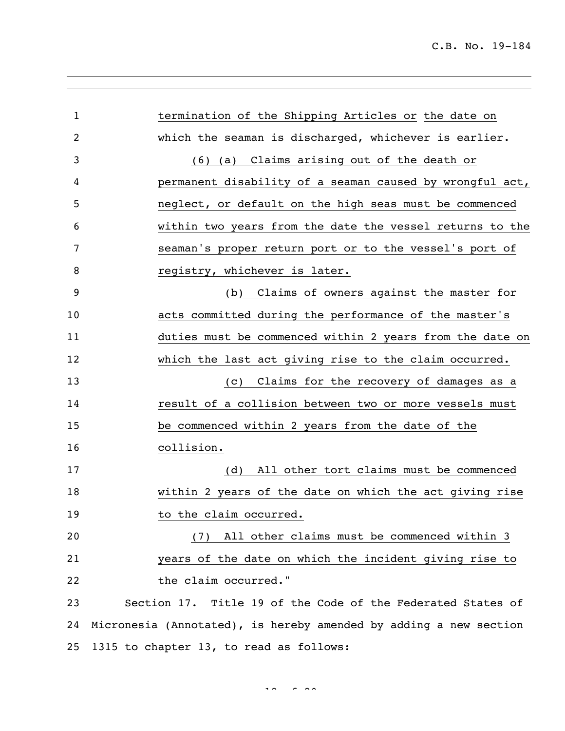termination of the Shipping Articles or the date on which the seaman is discharged, whichever is earlier.

(6) (a) Claims arising out of the death or permanent disability of a seaman caused by wrongful act, neglect, or default on the high seas must be commenced within two years from the date the vessel returns to the seaman's proper return port or to the vessel's port of registry, whichever is later.

(b) Claims of owners against the master for acts committed during the performance of the master's duties must be commenced within 2 years from the date on which the last act giving rise to the claim occurred.

(c) Claims for the recovery of damages as a result of a collision between two or more vessels must be commenced within 2 years from the date of the collision.

(d) All other tort claims must be commenced within 2 years of the date on which the act giving rise to the claim occurred.

(7) All other claims must be commenced within 3 years of the date on which the incident giving rise to the claim occurred."

Section 17. Title 19 of the Code of the Federated States of Micronesia (Annotated), is hereby amended by adding a new section 1315 to chapter 13, to read as follows: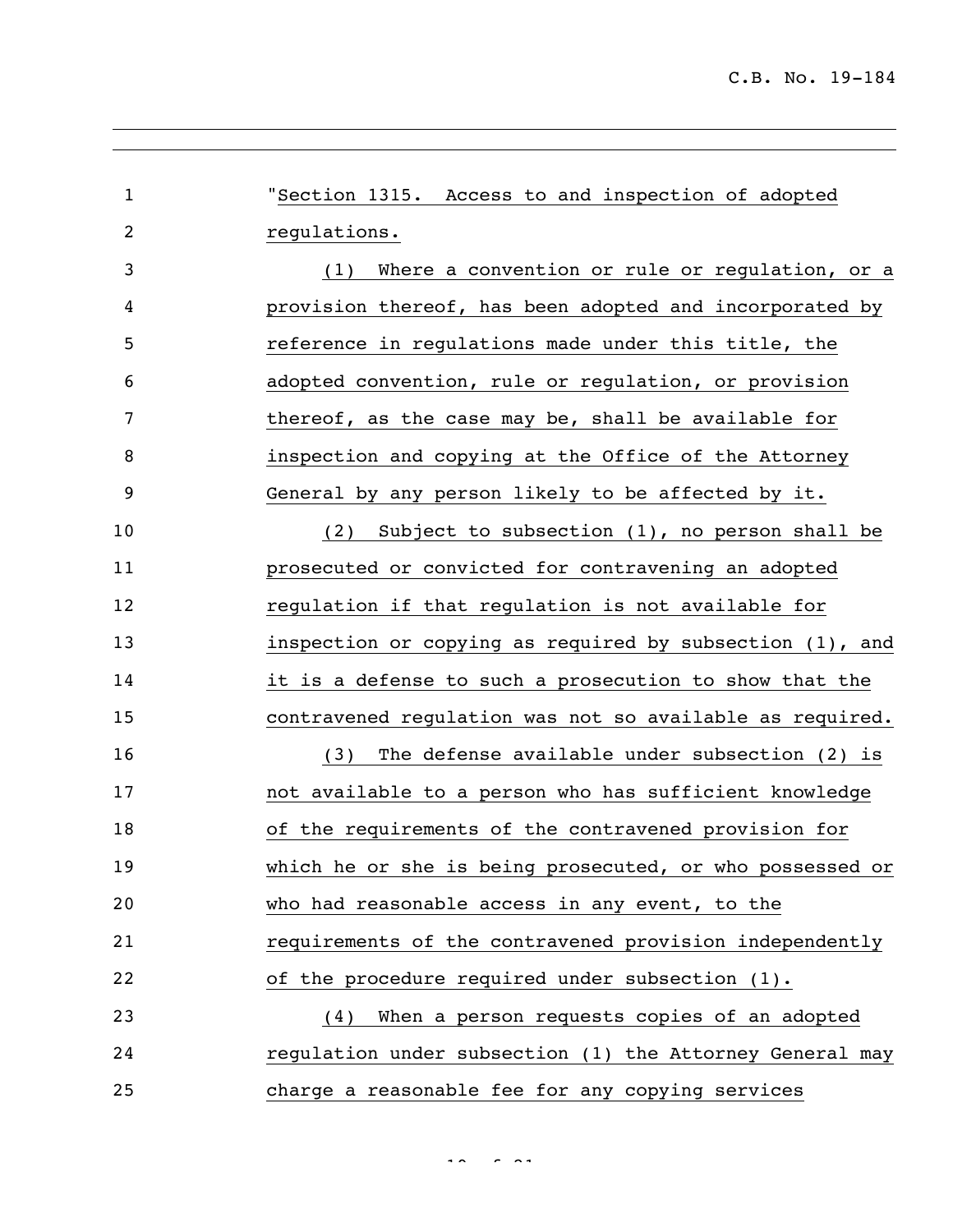"Section 1315. Access to and inspection of adopted regulations.

(1) Where a convention or rule or regulation, or a provision thereof, has been adopted and incorporated by reference in regulations made under this title, the adopted convention, rule or regulation, or provision thereof, as the case may be, shall be available for inspection and copying at the Office of the Attorney General by any person likely to be affected by it.

(2) Subject to subsection (1), no person shall be prosecuted or convicted for contravening an adopted regulation if that regulation is not available for inspection or copying as required by subsection (1), and it is a defense to such a prosecution to show that the contravened regulation was not so available as required.

(3) The defense available under subsection (2) is not available to a person who has sufficient knowledge of the requirements of the contravened provision for which he or she is being prosecuted, or who possessed or who had reasonable access in any event, to the requirements of the contravened provision independently of the procedure required under subsection (1).

(4) When a person requests copies of an adopted regulation under subsection (1) the Attorney General may charge a reasonable fee for any copying services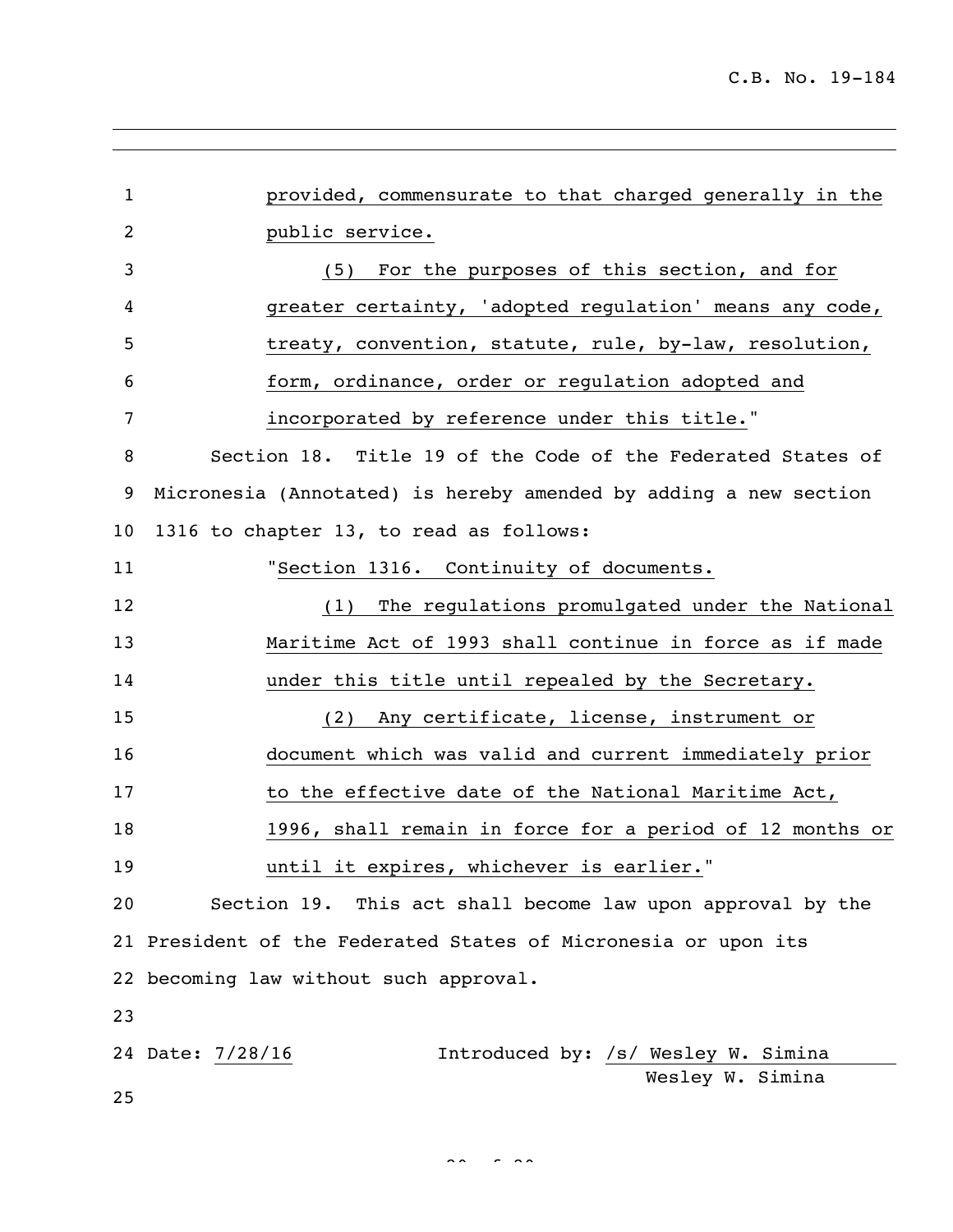provided, commensurate to that charged generally in the public service.

(5) For the purposes of this section, and for greater certainty, 'adopted regulation' means any code, treaty, convention, statute, rule, by-law, resolution, form, ordinance, order or regulation adopted and incorporated by reference under this title."

Section 18. Title 19 of the Code of the Federated States of Micronesia (Annotated) is hereby amended by adding a new section 1316 to chapter 13, to read as follows:

"Section 1316. Continuity of documents.

(1) The regulations promulgated under the National Maritime Act of 1993 shall continue in force as if made under this title until repealed by the Secretary.

(2) Any certificate, license, instrument or document which was valid and current immediately prior to the effective date of the National Maritime Act, 1996, shall remain in force for a period of 12 months or until it expires, whichever is earlier."

Section 19. This act shall become law upon approval by the President of the Federated States of Micronesia or upon its becoming law without such approval.

Date: 7/28/16 Introduced by: /s/ Wesley W. Simina

Wesley W. Simina